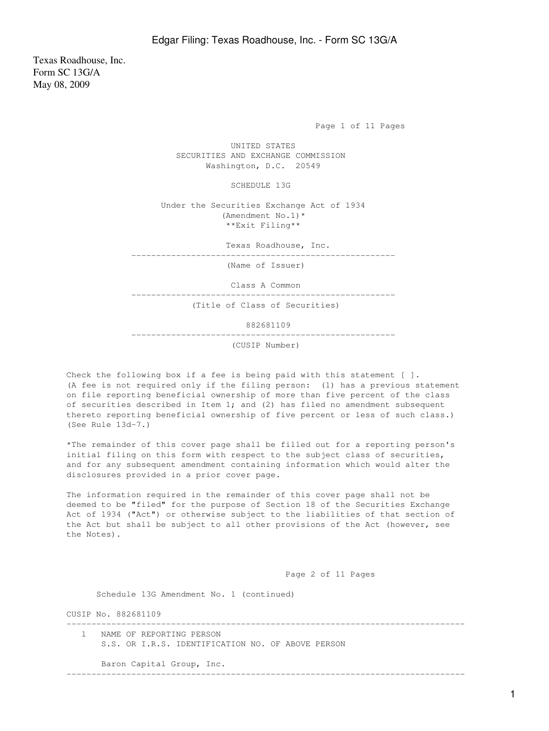Texas Roadhouse, Inc.
Form SC 13G/A
May 08, 2009

UNITED STATES
SECURITIES AND EXCHANGE COMMISSION
Washington, D.C. 20549

# SCHEDULE 13G

Under the Securities Exchange Act of 1934
(Amendment No.1)*
**Exit Filing**

Texas Roadhouse, Inc.

---

(Name of Issuer)

Class A Common

---

(Title of Class of Securities)

882681109

---

(CUSIP Number)

Check the following box if a fee is being paid with this statement [ ].
(A fee is not required only if the filing person: (1) has a previous statement on file reporting beneficial ownership of more than five percent of the class of securities described in Item 1; and (2) has filed no amendment subsequent thereto reporting beneficial ownership of five percent or less of such class.) (See Rule 13d-7.)

*The remainder of this cover page shall be filled out for a reporting person's initial filing on this form with respect to the subject class of securities, and for any subsequent amendment containing information which would alter the disclosures provided in a prior cover page.

The information required in the remainder of this cover page shall not be deemed to be "filed" for the purpose of Section 18 of the Securities Exchange Act of 1934 ("Act") or otherwise subject to the liabilities of that section of the Act but shall be subject to all other provisions of the Act (however, see the Notes).

Schedule 13G Amendment No. 1 (continued)

CUSIP No. 882681109

---

1 NAME OF REPORTING PERSON
S.S. OR I.R.S. IDENTIFICATION NO. OF ABOVE PERSON

Baron Capital Group, Inc.

---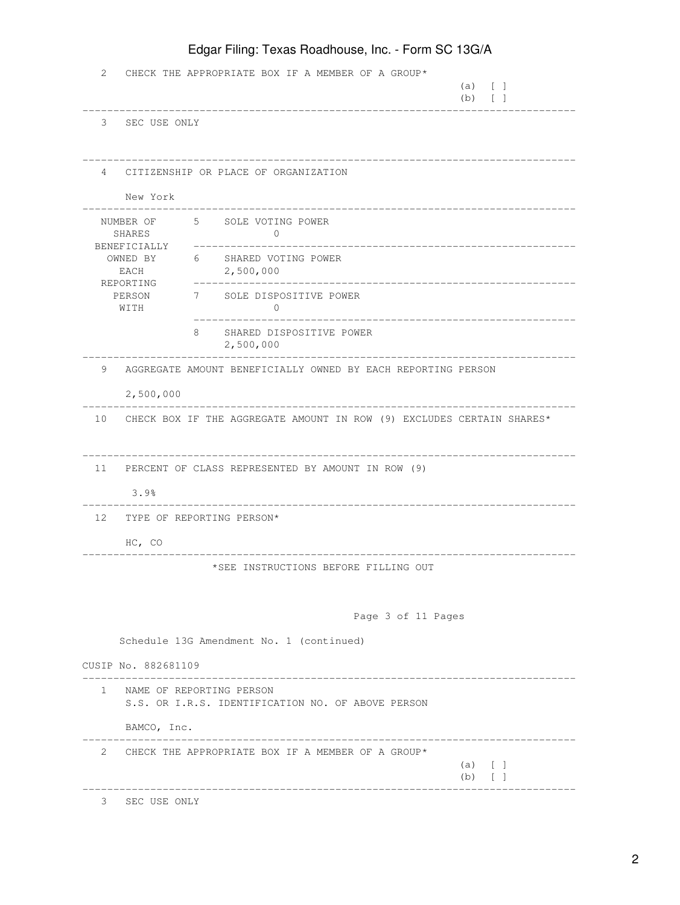| | | |
|---|---|---|
| 2 | CHECK THE APPROPRIATE BOX IF A MEMBER OF A GROUP* | (a) [ ] (b) [ ] |
| 3 | SEC USE ONLY | |
| 4 | CITIZENSHIP OR PLACE OF ORGANIZATION<br><br>New York | |

| NUMBER OF SHARES BENEFICIALLY OWNED BY EACH REPORTING PERSON WITH | | |
|---|---|---|
| | 5 | SOLE VOTING POWER<br>0 |
| | 6 | SHARED VOTING POWER<br>2,500,000 |
| | 7 | SOLE DISPOSITIVE POWER<br>0 |
| | 8 | SHARED DISPOSITIVE POWER<br>2,500,000 |

| | |
|---|---|
| 9 | AGGREGATE AMOUNT BENEFICIALLY OWNED BY EACH REPORTING PERSON<br><br>2,500,000 |
| 10 | CHECK BOX IF THE AGGREGATE AMOUNT IN ROW (9) EXCLUDES CERTAIN SHARES* |
| 11 | PERCENT OF CLASS REPRESENTED BY AMOUNT IN ROW (9)<br><br>3.9% |
| 12 | TYPE OF REPORTING PERSON*<br><br>HC, CO |

*SEE INSTRUCTIONS BEFORE FILLING OUT

Page 3 of 11 Pages

Schedule 13G Amendment No. 1 (continued)

CUSIP No. 882681109

| | | |
|---|---|---|
| 1 | NAME OF REPORTING PERSON<br>S.S. OR I.R.S. IDENTIFICATION NO. OF ABOVE PERSON<br><br>BAMCO, Inc. | |
| 2 | CHECK THE APPROPRIATE BOX IF A MEMBER OF A GROUP* | (a) [ ] (b) [ ] |
| 3 | SEC USE ONLY | |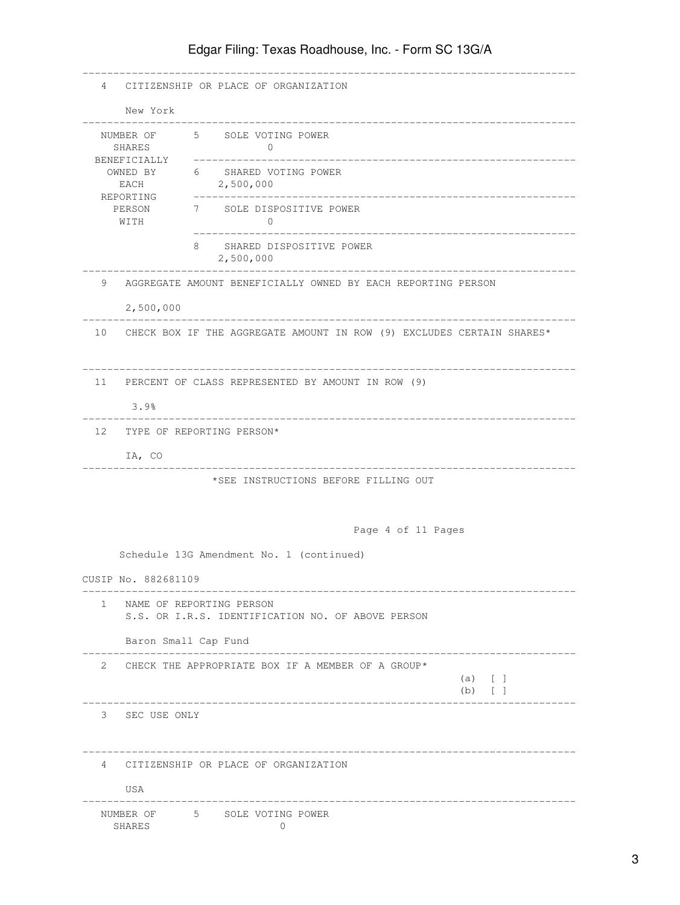| | | |
|---|---|---|
| 4 | CITIZENSHIP OR PLACE OF ORGANIZATION<br><br>New York | |
| NUMBER OF SHARES BENEFICIALLY OWNED BY EACH REPORTING PERSON WITH | 5 SOLE VOTING POWER | 0 |
| | 6 SHARED VOTING POWER | 2,500,000 |
| | 7 SOLE DISPOSITIVE POWER | 0 |
| | 8 SHARED DISPOSITIVE POWER | 2,500,000 |
| 9 | AGGREGATE AMOUNT BENEFICIALLY OWNED BY EACH REPORTING PERSON<br><br>2,500,000 | |
| 10 | CHECK BOX IF THE AGGREGATE AMOUNT IN ROW (9) EXCLUDES CERTAIN SHARES* | |
| 11 | PERCENT OF CLASS REPRESENTED BY AMOUNT IN ROW (9)<br><br>3.9% | |
| 12 | TYPE OF REPORTING PERSON*<br><br>IA, CO | |

*SEE INSTRUCTIONS BEFORE FILLING OUT

Schedule 13G Amendment No. 1 (continued)

CUSIP No. 882681109

| | | |
|---|---|---|
| 1 | NAME OF REPORTING PERSON<br>S.S. OR I.R.S. IDENTIFICATION NO. OF ABOVE PERSON<br><br>Baron Small Cap Fund | |
| 2 | CHECK THE APPROPRIATE BOX IF A MEMBER OF A GROUP* | (a) [ ]<br>(b) [ ] |
| 3 | SEC USE ONLY | |
| 4 | CITIZENSHIP OR PLACE OF ORGANIZATION<br><br>USA | |
| NUMBER OF SHARES | 5 SOLE VOTING POWER | 0 |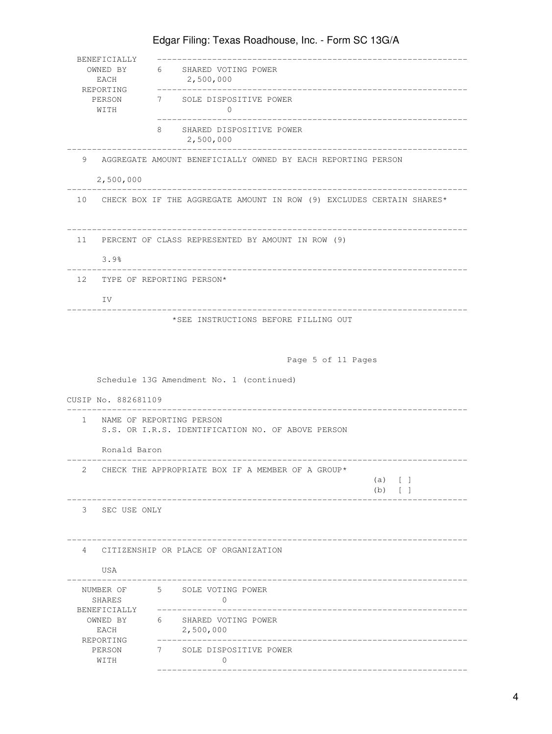| | | |
|---|---|---|
| BENEFICIALLY OWNED BY EACH REPORTING PERSON WITH | 6 | SHARED VOTING POWER<br>2,500,000 |
| | 7 | SOLE DISPOSITIVE POWER<br>0 |
| | 8 | SHARED DISPOSITIVE POWER<br>2,500,000 |

| | |
|---|---|
| 9 | AGGREGATE AMOUNT BENEFICIALLY OWNED BY EACH REPORTING PERSON<br><br>2,500,000 |
| 10 | CHECK BOX IF THE AGGREGATE AMOUNT IN ROW (9) EXCLUDES CERTAIN SHARES* |
| 11 | PERCENT OF CLASS REPRESENTED BY AMOUNT IN ROW (9)<br><br>3.9% |
| 12 | TYPE OF REPORTING PERSON*<br><br>IV |

*SEE INSTRUCTIONS BEFORE FILLING OUT

Page 5 of 11 Pages

Schedule 13G Amendment No. 1 (continued)

CUSIP No. 882681109

| | |
|---|---|
| 1 | NAME OF REPORTING PERSON<br>S.S. OR I.R.S. IDENTIFICATION NO. OF ABOVE PERSON<br><br>Ronald Baron |
| 2 | CHECK THE APPROPRIATE BOX IF A MEMBER OF A GROUP* (a) [ ] (b) [ ] |
| 3 | SEC USE ONLY |
| 4 | CITIZENSHIP OR PLACE OF ORGANIZATION<br><br>USA |

| | | |
|---|---|---|
| NUMBER OF SHARES BENEFICIALLY OWNED BY EACH REPORTING PERSON WITH | 5 | SOLE VOTING POWER<br>0 |
| | 6 | SHARED VOTING POWER<br>2,500,000 |
| | 7 | SOLE DISPOSITIVE POWER<br>0 |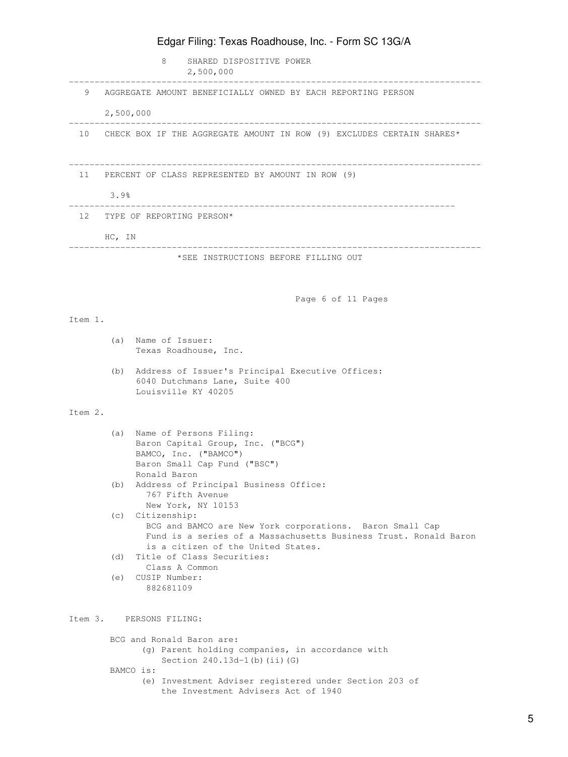| | |
|---|---|
| 8 | SHARED DISPOSITIVE POWER<br>2,500,000 |
| 9 | AGGREGATE AMOUNT BENEFICIALLY OWNED BY EACH REPORTING PERSON<br><br>2,500,000 |
| 10 | CHECK BOX IF THE AGGREGATE AMOUNT IN ROW (9) EXCLUDES CERTAIN SHARES* |
| 11 | PERCENT OF CLASS REPRESENTED BY AMOUNT IN ROW (9)<br><br>3.9% |
| 12 | TYPE OF REPORTING PERSON*<br><br>HC, IN |

*SEE INSTRUCTIONS BEFORE FILLING OUT

Item 1.

(a) Name of Issuer:
Texas Roadhouse, Inc.

(b) Address of Issuer's Principal Executive Offices:
6040 Dutchmans Lane, Suite 400
Louisville KY 40205

Item 2.

(a) Name of Persons Filing:
Baron Capital Group, Inc. ("BCG")
BAMCO, Inc. ("BAMCO")
Baron Small Cap Fund ("BSC")
Ronald Baron

(b) Address of Principal Business Office:
767 Fifth Avenue
New York, NY 10153

(c) Citizenship:
BCG and BAMCO are New York corporations. Baron Small Cap Fund is a series of a Massachusetts Business Trust. Ronald Baron is a citizen of the United States.

(d) Title of Class Securities:
Class A Common

(e) CUSIP Number:
882681109

Item 3. PERSONS FILING:

BCG and Ronald Baron are:
(g) Parent holding companies, in accordance with Section 240.13d-1(b)(ii)(G)

BAMCO is:
(e) Investment Adviser registered under Section 203 of the Investment Advisers Act of 1940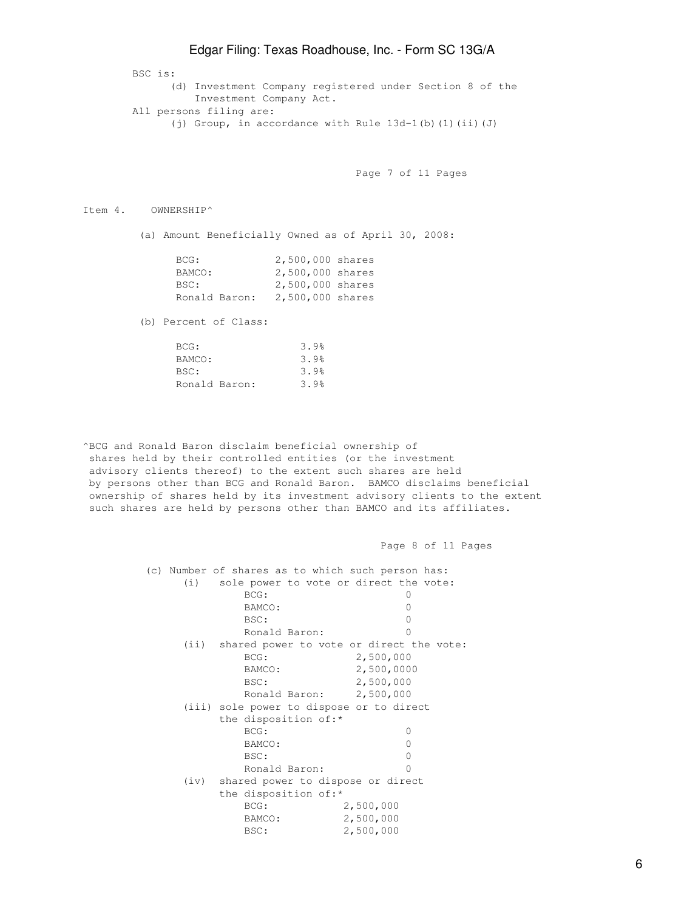BSC is:

(d) Investment Company registered under Section 8 of the Investment Company Act.

All persons filing are:

(j) Group, in accordance with Rule 13d-1(b)(1)(ii)(J)

Item 4. OWNERSHIP^

(a) Amount Beneficially Owned as of April 30, 2008:

| | |
|---|---|
| BCG: | 2,500,000 shares |
| BAMCO: | 2,500,000 shares |
| BSC: | 2,500,000 shares |
| Ronald Baron: | 2,500,000 shares |

(b) Percent of Class:

| | |
|---|---|
| BCG: | 3.9% |
| BAMCO: | 3.9% |
| BSC: | 3.9% |
| Ronald Baron: | 3.9% |

^BCG and Ronald Baron disclaim beneficial ownership of shares held by their controlled entities (or the investment advisory clients thereof) to the extent such shares are held by persons other than BCG and Ronald Baron. BAMCO disclaims beneficial ownership of shares held by its investment advisory clients to the extent such shares are held by persons other than BAMCO and its affiliates.

(c) Number of shares as to which such person has:

(i) sole power to vote or direct the vote:

| | |
|---|---|
| BCG: | 0 |
| BAMCO: | 0 |
| BSC: | 0 |
| Ronald Baron: | 0 |

(ii) shared power to vote or direct the vote:

| | |
|---|---|
| BCG: | 2,500,000 |
| BAMCO: | 2,500,0000 |
| BSC: | 2,500,000 |
| Ronald Baron: | 2,500,000 |

(iii) sole power to dispose or to direct the disposition of:*

| | |
|---|---|
| BCG: | 0 |
| BAMCO: | 0 |
| BSC: | 0 |
| Ronald Baron: | 0 |

(iv) shared power to dispose or direct the disposition of:*

| | |
|---|---|
| BCG: | 2,500,000 |
| BAMCO: | 2,500,000 |
| BSC: | 2,500,000 |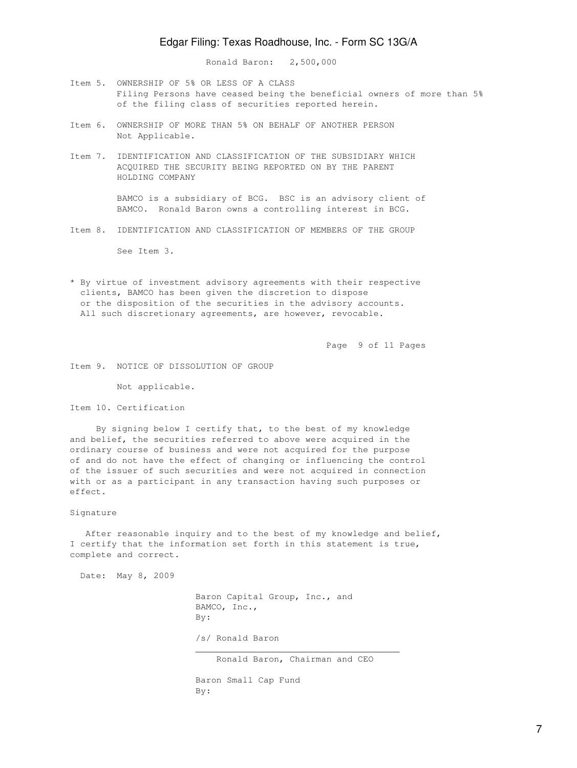Ronald Baron: 2,500,000

Item 5. OWNERSHIP OF 5% OR LESS OF A CLASS
Filing Persons have ceased being the beneficial owners of more than 5% of the filing class of securities reported herein.

Item 6. OWNERSHIP OF MORE THAN 5% ON BEHALF OF ANOTHER PERSON
Not Applicable.

Item 7. IDENTIFICATION AND CLASSIFICATION OF THE SUBSIDIARY WHICH ACQUIRED THE SECURITY BEING REPORTED ON BY THE PARENT HOLDING COMPANY

BAMCO is a subsidiary of BCG. BSC is an advisory client of BAMCO. Ronald Baron owns a controlling interest in BCG.

Item 8. IDENTIFICATION AND CLASSIFICATION OF MEMBERS OF THE GROUP

See Item 3.

* By virtue of investment advisory agreements with their respective clients, BAMCO has been given the discretion to dispose or the disposition of the securities in the advisory accounts. All such discretionary agreements, are however, revocable.

Item 9. NOTICE OF DISSOLUTION OF GROUP

Not applicable.

Item 10. Certification

By signing below I certify that, to the best of my knowledge and belief, the securities referred to above were acquired in the ordinary course of business and were not acquired for the purpose of and do not have the effect of changing or influencing the control of the issuer of such securities and were not acquired in connection with or as a participant in any transaction having such purposes or effect.

Signature

After reasonable inquiry and to the best of my knowledge and belief, I certify that the information set forth in this statement is true, complete and correct.

Date: May 8, 2009

Baron Capital Group, Inc., and
BAMCO, Inc.,
By:

/s/ Ronald Baron
_______________________________________
Ronald Baron, Chairman and CEO

Baron Small Cap Fund
By: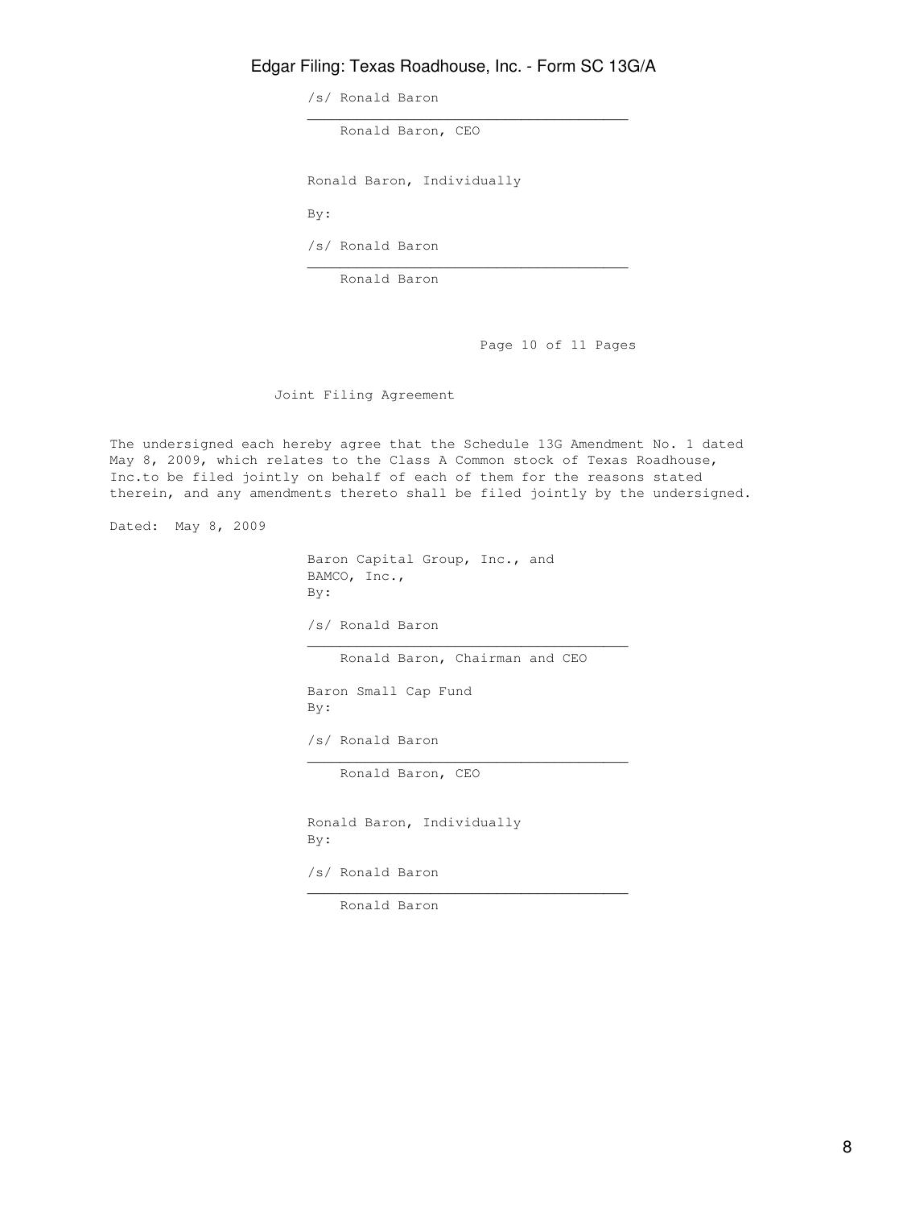/s/ Ronald Baron

________________________________________

Ronald Baron, CEO

Ronald Baron, Individually

By:

/s/ Ronald Baron

________________________________________

Ronald Baron

Joint Filing Agreement

The undersigned each hereby agree that the Schedule 13G Amendment No. 1 dated May 8, 2009, which relates to the Class A Common stock of Texas Roadhouse, Inc.to be filed jointly on behalf of each of them for the reasons stated therein, and any amendments thereto shall be filed jointly by the undersigned.

Dated: May 8, 2009

Baron Capital Group, Inc., and
BAMCO, Inc.,
By:

/s/ Ronald Baron

________________________________________

Ronald Baron, Chairman and CEO

Baron Small Cap Fund
By:

/s/ Ronald Baron

________________________________________

Ronald Baron, CEO

Ronald Baron, Individually
By:

/s/ Ronald Baron

________________________________________

Ronald Baron